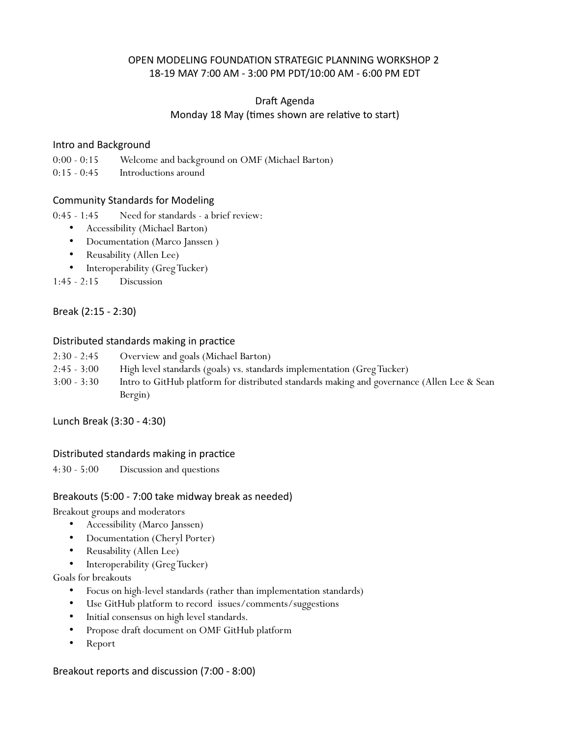# OPEN MODELING FOUNDATION STRATEGIC PLANNING WORKSHOP 2
## 18-19 MAY 7:00 AM - 3:00 PM PDT/10:00 AM - 6:00 PM EDT

### Draft Agenda
### Monday 18 May (times shown are relative to start)

### Intro and Background

0:00 - 0:15 Welcome and background on OMF (Michael Barton)
0:15 - 0:45 Introductions around

### Community Standards for Modeling

0:45 - 1:45 Need for standards - a brief review:

- Accessibility (Michael Barton)
- Documentation (Marco Janssen )
- Reusability (Allen Lee)
- Interoperability (Greg Tucker)

1:45 - 2:15 Discussion

### Break (2:15 - 2:30)

### Distributed standards making in practice

2:30 - 2:45 Overview and goals (Michael Barton)
2:45 - 3:00 High level standards (goals) vs. standards implementation (Greg Tucker)
3:00 - 3:30 Intro to GitHub platform for distributed standards making and governance (Allen Lee & Sean Bergin)

### Lunch Break (3:30 - 4:30)

### Distributed standards making in practice

4:30 - 5:00 Discussion and questions

### Breakouts (5:00 - 7:00 take midway break as needed)

Breakout groups and moderators

- Accessibility (Marco Janssen)
- Documentation (Cheryl Porter)
- Reusability (Allen Lee)
- Interoperability (Greg Tucker)

Goals for breakouts

- Focus on high-level standards (rather than implementation standards)
- Use GitHub platform to record issues/comments/suggestions
- Initial consensus on high level standards.
- Propose draft document on OMF GitHub platform
- Report

### Breakout reports and discussion (7:00 - 8:00)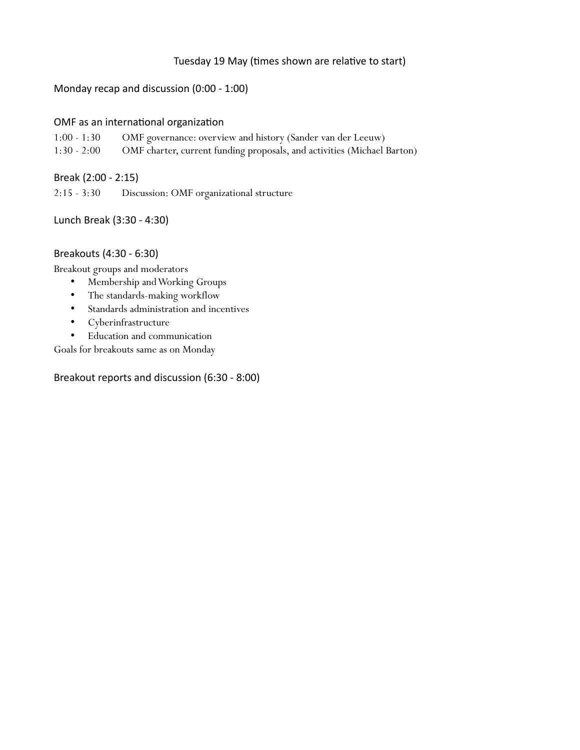Tuesday 19 May (times shown are relative to start)

## Monday recap and discussion (0:00 - 1:00)

## OMF as an international organization

1:00 - 1:30 OMF governance: overview and history (Sander van der Leeuw)

1:30 - 2:00 OMF charter, current funding proposals, and activities (Michael Barton)

## Break (2:00 - 2:15)

2:15 - 3:30 Discussion: OMF organizational structure

## Lunch Break (3:30 - 4:30)

## Breakouts (4:30 - 6:30)

Breakout groups and moderators

- Membership and Working Groups
- The standards-making workflow
- Standards administration and incentives
- Cyberinfrastructure
- Education and communication

Goals for breakouts same as on Monday

## Breakout reports and discussion (6:30 - 8:00)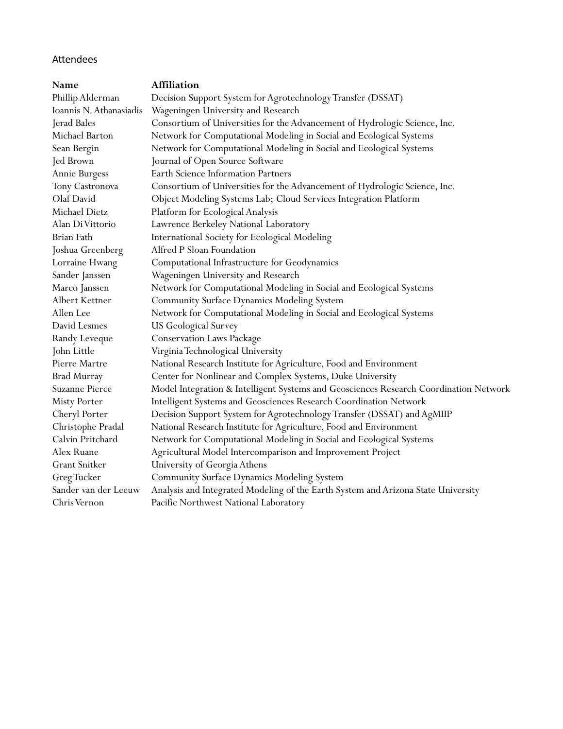## Attendees

| Name | Affiliation |
| --- | --- |
| Phillip Alderman | Decision Support System for Agrotechnology Transfer (DSSAT) |
| Ioannis N. Athanasiadis | Wageningen University and Research |
| Jerad Bales | Consortium of Universities for the Advancement of Hydrologic Science, Inc. |
| Michael Barton | Network for Computational Modeling in Social and Ecological Systems |
| Sean Bergin | Network for Computational Modeling in Social and Ecological Systems |
| Jed Brown | Journal of Open Source Software |
| Annie Burgess | Earth Science Information Partners |
| Tony Castronova | Consortium of Universities for the Advancement of Hydrologic Science, Inc. |
| Olaf David | Object Modeling Systems Lab; Cloud Services Integration Platform |
| Michael Dietz | Platform for Ecological Analysis |
| Alan Di Vittorio | Lawrence Berkeley National Laboratory |
| Brian Fath | International Society for Ecological Modeling |
| Joshua Greenberg | Alfred P Sloan Foundation |
| Lorraine Hwang | Computational Infrastructure for Geodynamics |
| Sander Janssen | Wageningen University and Research |
| Marco Janssen | Network for Computational Modeling in Social and Ecological Systems |
| Albert Kettner | Community Surface Dynamics Modeling System |
| Allen Lee | Network for Computational Modeling in Social and Ecological Systems |
| David Lesmes | US Geological Survey |
| Randy Leveque | Conservation Laws Package |
| John Little | Virginia Technological University |
| Pierre Martre | National Research Institute for Agriculture, Food and Environment |
| Brad Murray | Center for Nonlinear and Complex Systems, Duke University |
| Suzanne Pierce | Model Integration & Intelligent Systems and Geosciences Research Coordination Network |
| Misty Porter | Intelligent Systems and Geosciences Research Coordination Network |
| Cheryl Porter | Decision Support System for Agrotechnology Transfer (DSSAT) and AgMIIP |
| Christophe Pradal | National Research Institute for Agriculture, Food and Environment |
| Calvin Pritchard | Network for Computational Modeling in Social and Ecological Systems |
| Alex Ruane | Agricultural Model Intercomparison and Improvement Project |
| Grant Snitker | University of Georgia Athens |
| Greg Tucker | Community Surface Dynamics Modeling System |
| Sander van der Leeuw | Analysis and Integrated Modeling of the Earth System and Arizona State University |
| Chris Vernon | Pacific Northwest National Laboratory |